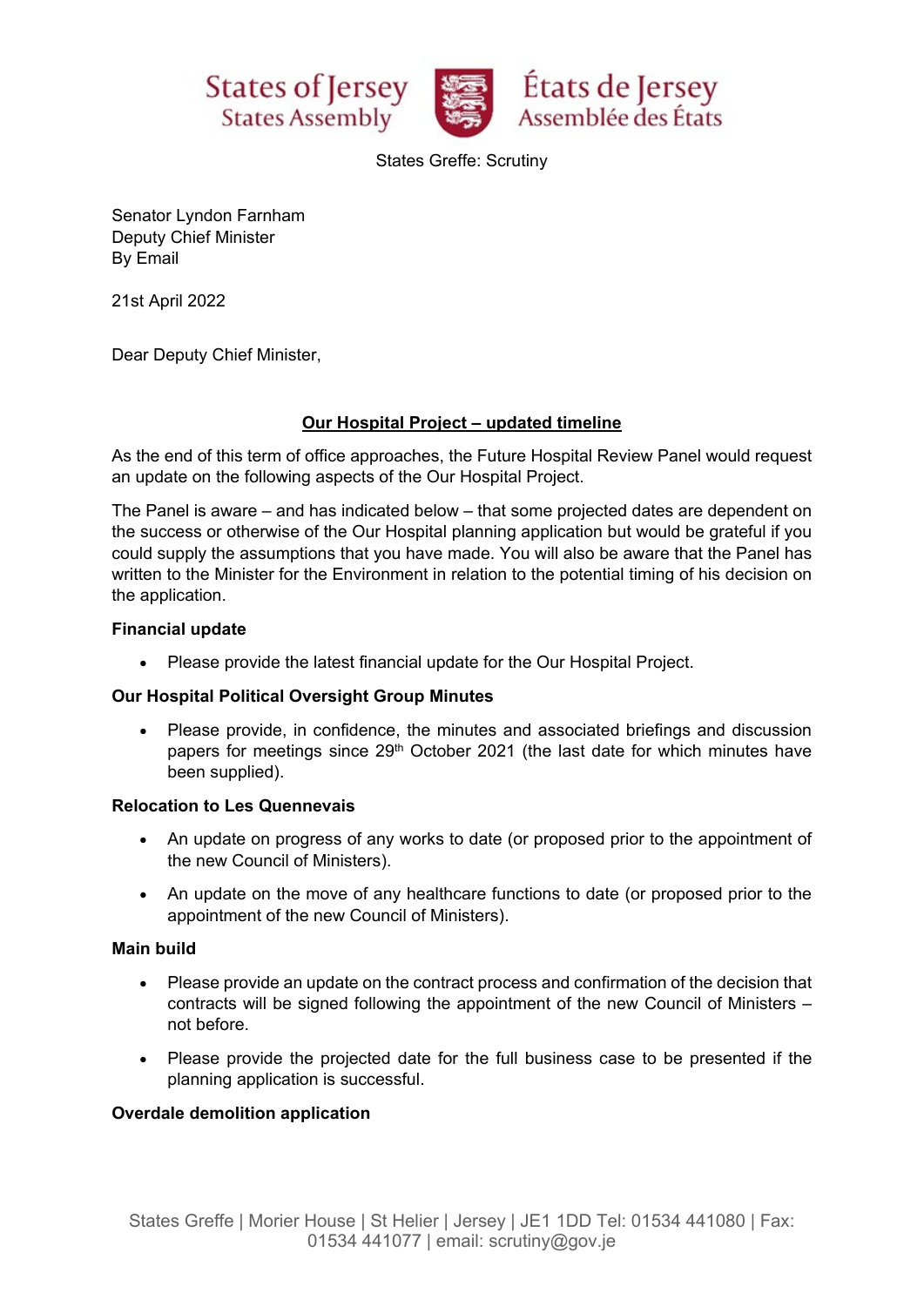States of Jersey
States Assembly

États de Jersey
Assemblée des États

States Greffe: Scrutiny

Senator Lyndon Farnham
Deputy Chief Minister
By Email

21st April 2022

Dear Deputy Chief Minister,

**Our Hospital Project – updated timeline**

As the end of this term of office approaches, the Future Hospital Review Panel would request an update on the following aspects of the Our Hospital Project.

The Panel is aware – and has indicated below – that some projected dates are dependent on the success or otherwise of the Our Hospital planning application but would be grateful if you could supply the assumptions that you have made. You will also be aware that the Panel has written to the Minister for the Environment in relation to the potential timing of his decision on the application.

**Financial update**

- Please provide the latest financial update for the Our Hospital Project.

**Our Hospital Political Oversight Group Minutes**

- Please provide, in confidence, the minutes and associated briefings and discussion papers for meetings since 29th October 2021 (the last date for which minutes have been supplied).

**Relocation to Les Quennevais**

- An update on progress of any works to date (or proposed prior to the appointment of the new Council of Ministers).
- An update on the move of any healthcare functions to date (or proposed prior to the appointment of the new Council of Ministers).

**Main build**

- Please provide an update on the contract process and confirmation of the decision that contracts will be signed following the appointment of the new Council of Ministers – not before.
- Please provide the projected date for the full business case to be presented if the planning application is successful.

**Overdale demolition application**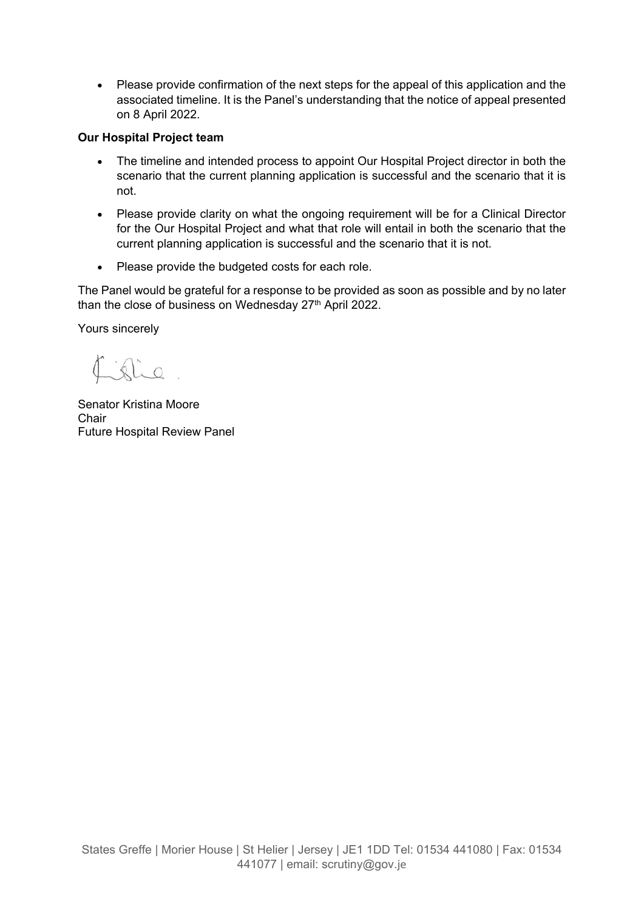- Please provide confirmation of the next steps for the appeal of this application and the associated timeline. It is the Panel's understanding that the notice of appeal presented on 8 April 2022.

**Our Hospital Project team**

- The timeline and intended process to appoint Our Hospital Project director in both the scenario that the current planning application is successful and the scenario that it is not.
- Please provide clarity on what the ongoing requirement will be for a Clinical Director for the Our Hospital Project and what that role will entail in both the scenario that the current planning application is successful and the scenario that it is not.
- Please provide the budgeted costs for each role.

The Panel would be grateful for a response to be provided as soon as possible and by no later than the close of business on Wednesday 27th April 2022.

Yours sincerely

Senator Kristina Moore
Chair
Future Hospital Review Panel

States Greffe | Morier House | St Helier | Jersey | JE1 1DD Tel: 01534 441080 | Fax: 01534 441077 | email: scrutiny@gov.je